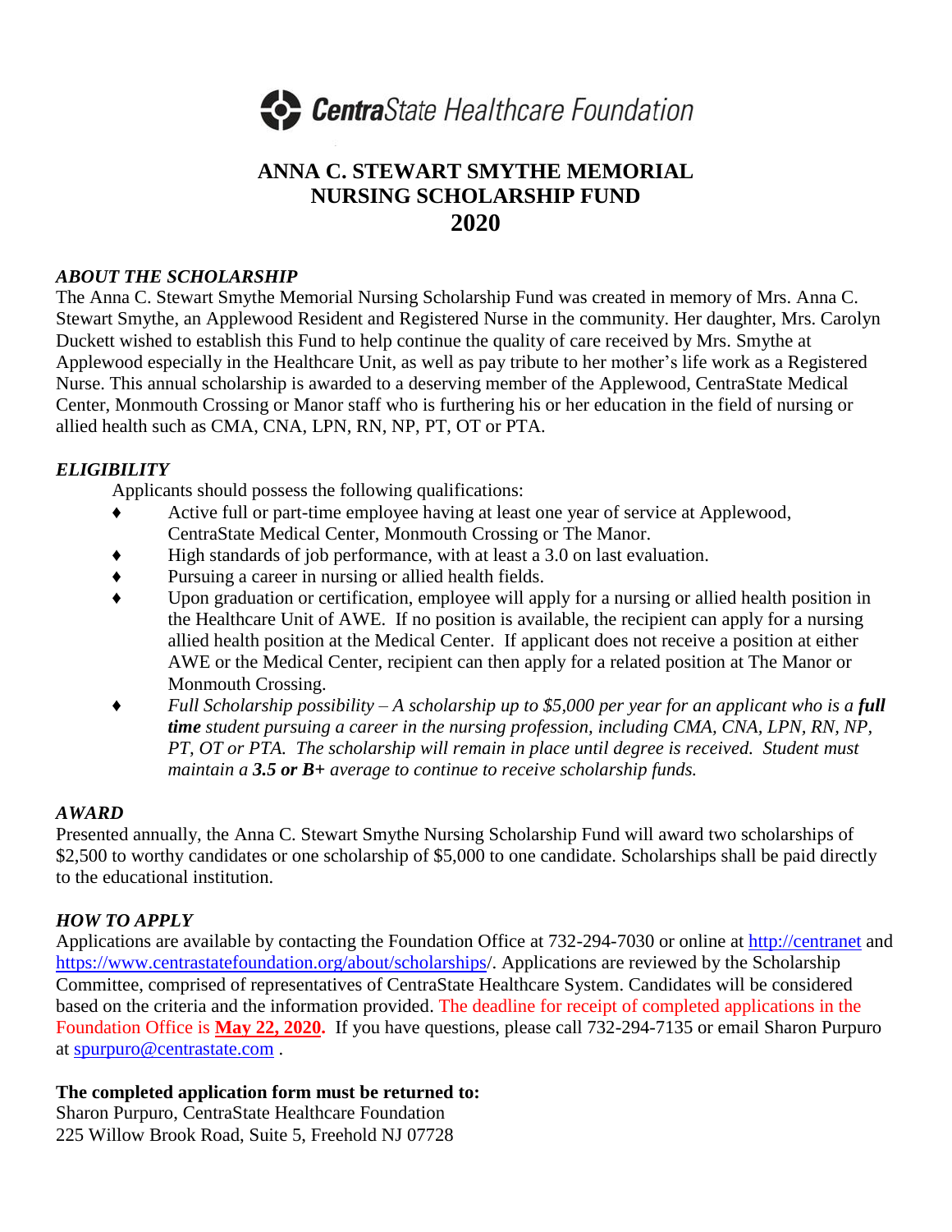**CentraState Healthcare Foundation**

# ANNA C. STEWART SMYTHE MEMORIAL NURSING SCHOLARSHIP FUND 2020

## *ABOUT THE SCHOLARSHIP*

The Anna C. Stewart Smythe Memorial Nursing Scholarship Fund was created in memory of Mrs. Anna C. Stewart Smythe, an Applewood Resident and Registered Nurse in the community. Her daughter, Mrs. Carolyn Duckett wished to establish this Fund to help continue the quality of care received by Mrs. Smythe at Applewood especially in the Healthcare Unit, as well as pay tribute to her mother's life work as a Registered Nurse. This annual scholarship is awarded to a deserving member of the Applewood, CentraState Medical Center, Monmouth Crossing or Manor staff who is furthering his or her education in the field of nursing or allied health such as CMA, CNA, LPN, RN, NP, PT, OT or PTA.

## *ELIGIBILITY*

Applicants should possess the following qualifications:

- Active full or part-time employee having at least one year of service at Applewood, CentraState Medical Center, Monmouth Crossing or The Manor.
- High standards of job performance, with at least a 3.0 on last evaluation.
- Pursuing a career in nursing or allied health fields.
- Upon graduation or certification, employee will apply for a nursing or allied health position in the Healthcare Unit of AWE. If no position is available, the recipient can apply for a nursing allied health position at the Medical Center. If applicant does not receive a position at either AWE or the Medical Center, recipient can then apply for a related position at The Manor or Monmouth Crossing.
- *Full Scholarship possibility – A scholarship up to $5,000 per year for an applicant who is a **full time** student pursuing a career in the nursing profession, including CMA, CNA, LPN, RN, NP, PT, OT or PTA. The scholarship will remain in place until degree is received. Student must maintain a **3.5 or B+** average to continue to receive scholarship funds.*

## *AWARD*

Presented annually, the Anna C. Stewart Smythe Nursing Scholarship Fund will award two scholarships of $2,500 to worthy candidates or one scholarship of $5,000 to one candidate. Scholarships shall be paid directly to the educational institution.

## *HOW TO APPLY*

Applications are available by contacting the Foundation Office at 732-294-7030 or online at http://centranet and https://www.centrastatefoundation.org/about/scholarships/. Applications are reviewed by the Scholarship Committee, comprised of representatives of CentraState Healthcare System. Candidates will be considered based on the criteria and the information provided. The deadline for receipt of completed applications in the Foundation Office is **May 22, 2020.** If you have questions, please call 732-294-7135 or email Sharon Purpuro at spurpuro@centrastate.com .

**The completed application form must be returned to:**

Sharon Purpuro, CentraState Healthcare Foundation
225 Willow Brook Road, Suite 5, Freehold NJ 07728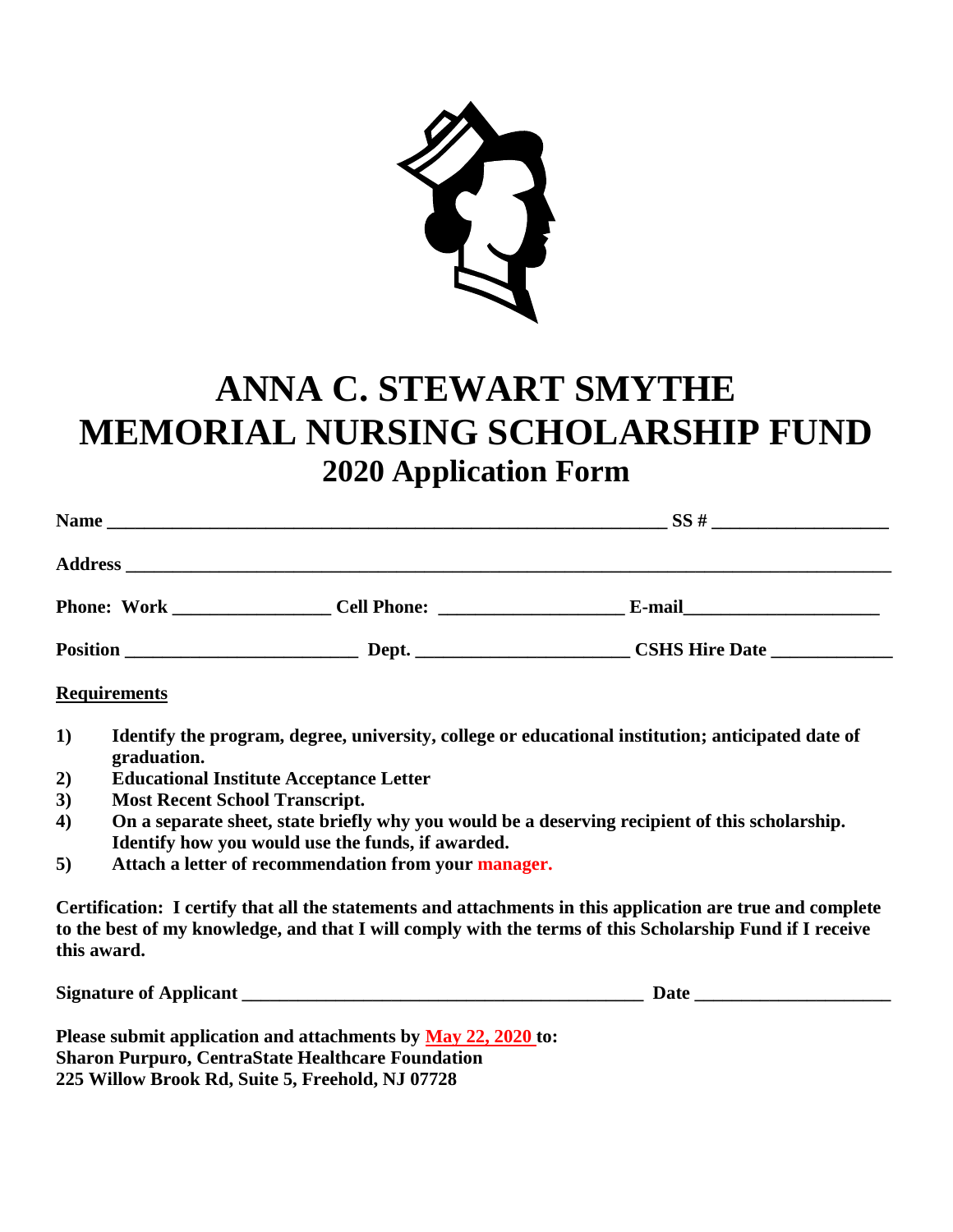# ANNA C. STEWART SMYTHE MEMORIAL NURSING SCHOLARSHIP FUND

## 2020 Application Form

**Name** ____________________________________________ **SS #** ________________

**Address** ______________________________________________________________

**Phone: Work** ______________ **Cell Phone:** _________________ **E-mail** __________________

**Position** ______________________ **Dept.** ____________________ **CSHS Hire Date** ___________

**Requirements**

1) **Identify the program, degree, university, college or educational institution; anticipated date of graduation.**
2) **Educational Institute Acceptance Letter**
3) **Most Recent School Transcript.**
4) **On a separate sheet, state briefly why you would be a deserving recipient of this scholarship. Identify how you would use the funds, if awarded.**
5) **Attach a letter of recommendation from your manager.**

**Certification: I certify that all the statements and attachments in this application are true and complete to the best of my knowledge, and that I will comply with the terms of this Scholarship Fund if I receive this award.**

**Signature of Applicant** _____________________________________ **Date** __________________

**Please submit application and attachments by May 22, 2020 to:**
**Sharon Purpuro, CentraState Healthcare Foundation**
**225 Willow Brook Rd, Suite 5, Freehold, NJ 07728**